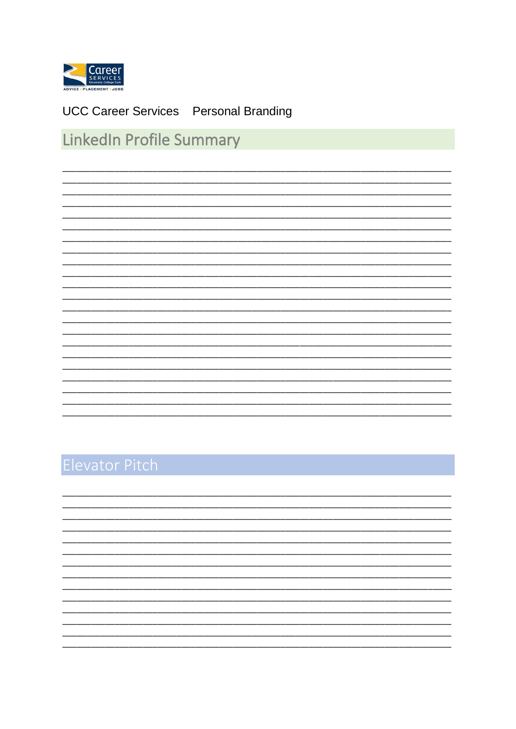UCC Career Services    Personal Branding

## LinkedIn Profile Summary

______________________________________________________________________________
______________________________________________________________________________
______________________________________________________________________________
______________________________________________________________________________
______________________________________________________________________________
______________________________________________________________________________
______________________________________________________________________________
______________________________________________________________________________
______________________________________________________________________________
______________________________________________________________________________
______________________________________________________________________________
______________________________________________________________________________
______________________________________________________________________________
______________________________________________________________________________
______________________________________________________________________________
______________________________________________________________________________
______________________________________________________________________________
______________________________________________________________________________
______________________________________________________________________________
______________________________________________________________________________
______________________________________________________________________________
______________________________________________________________________________

## Elevator Pitch

______________________________________________________________________________
______________________________________________________________________________
______________________________________________________________________________
______________________________________________________________________________
______________________________________________________________________________
______________________________________________________________________________
______________________________________________________________________________
______________________________________________________________________________
______________________________________________________________________________
______________________________________________________________________________
______________________________________________________________________________
______________________________________________________________________________
______________________________________________________________________________
______________________________________________________________________________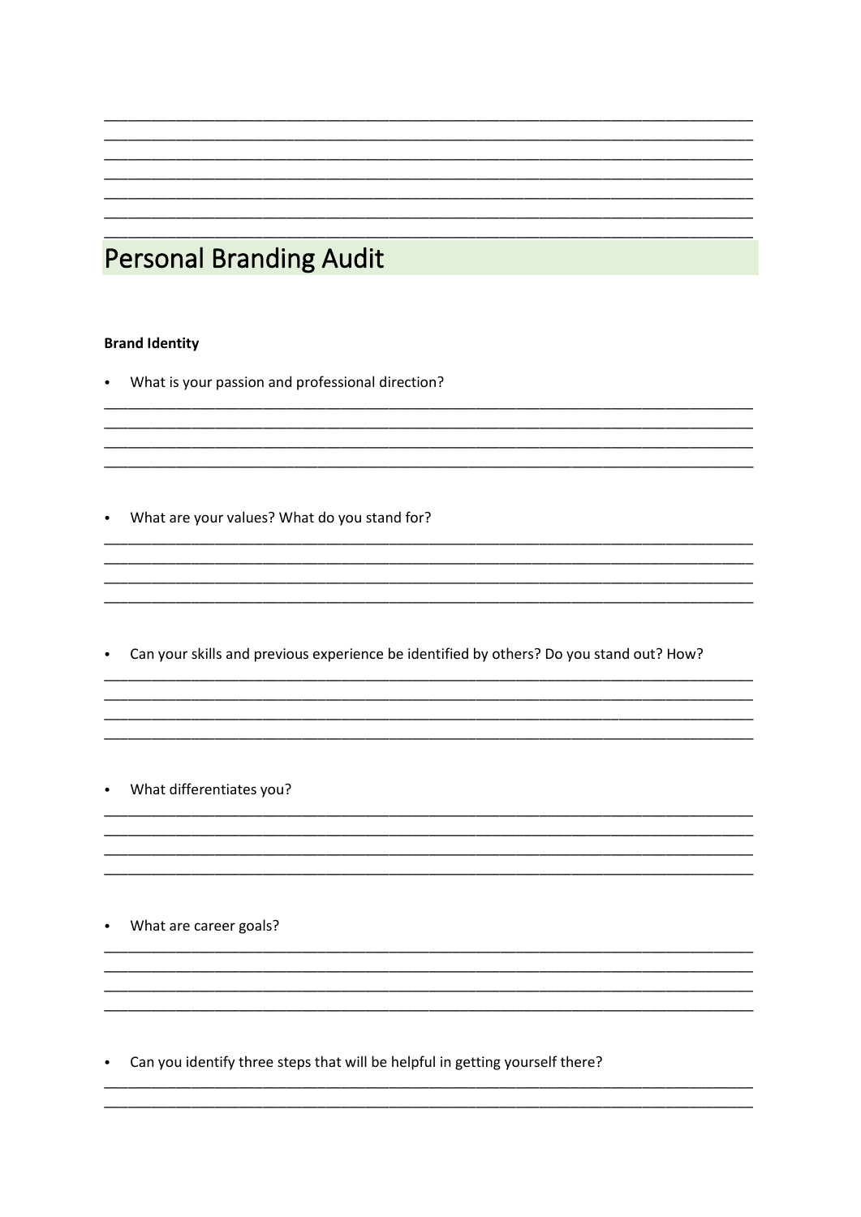# Personal Branding Audit

**Brand Identity**

- What is your passion and professional direction?

- What are your values? What do you stand for?

- Can your skills and previous experience be identified by others? Do you stand out? How?

- What differentiates you?

- What are career goals?

- Can you identify three steps that will be helpful in getting yourself there?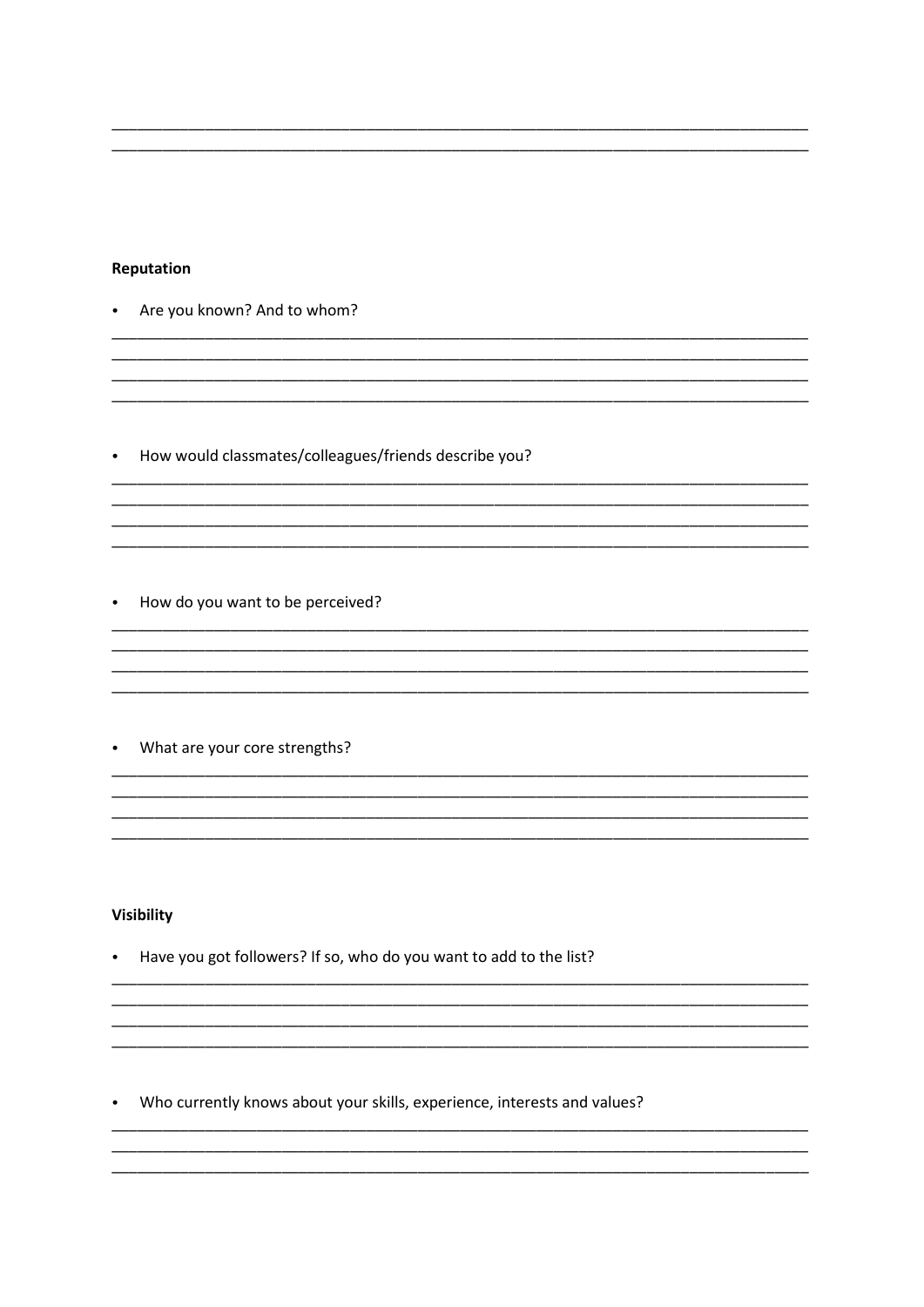______________________________________________________________________________
______________________________________________________________________________

**Reputation**

- Are you known? And to whom?

______________________________________________________________________________
______________________________________________________________________________
______________________________________________________________________________
______________________________________________________________________________

- How would classmates/colleagues/friends describe you?

______________________________________________________________________________
______________________________________________________________________________
______________________________________________________________________________
______________________________________________________________________________

- How do you want to be perceived?

______________________________________________________________________________
______________________________________________________________________________
______________________________________________________________________________
______________________________________________________________________________

- What are your core strengths?

______________________________________________________________________________
______________________________________________________________________________
______________________________________________________________________________
______________________________________________________________________________

**Visibility**

- Have you got followers? If so, who do you want to add to the list?

______________________________________________________________________________
______________________________________________________________________________
______________________________________________________________________________
______________________________________________________________________________

- Who currently knows about your skills, experience, interests and values?

______________________________________________________________________________
______________________________________________________________________________
______________________________________________________________________________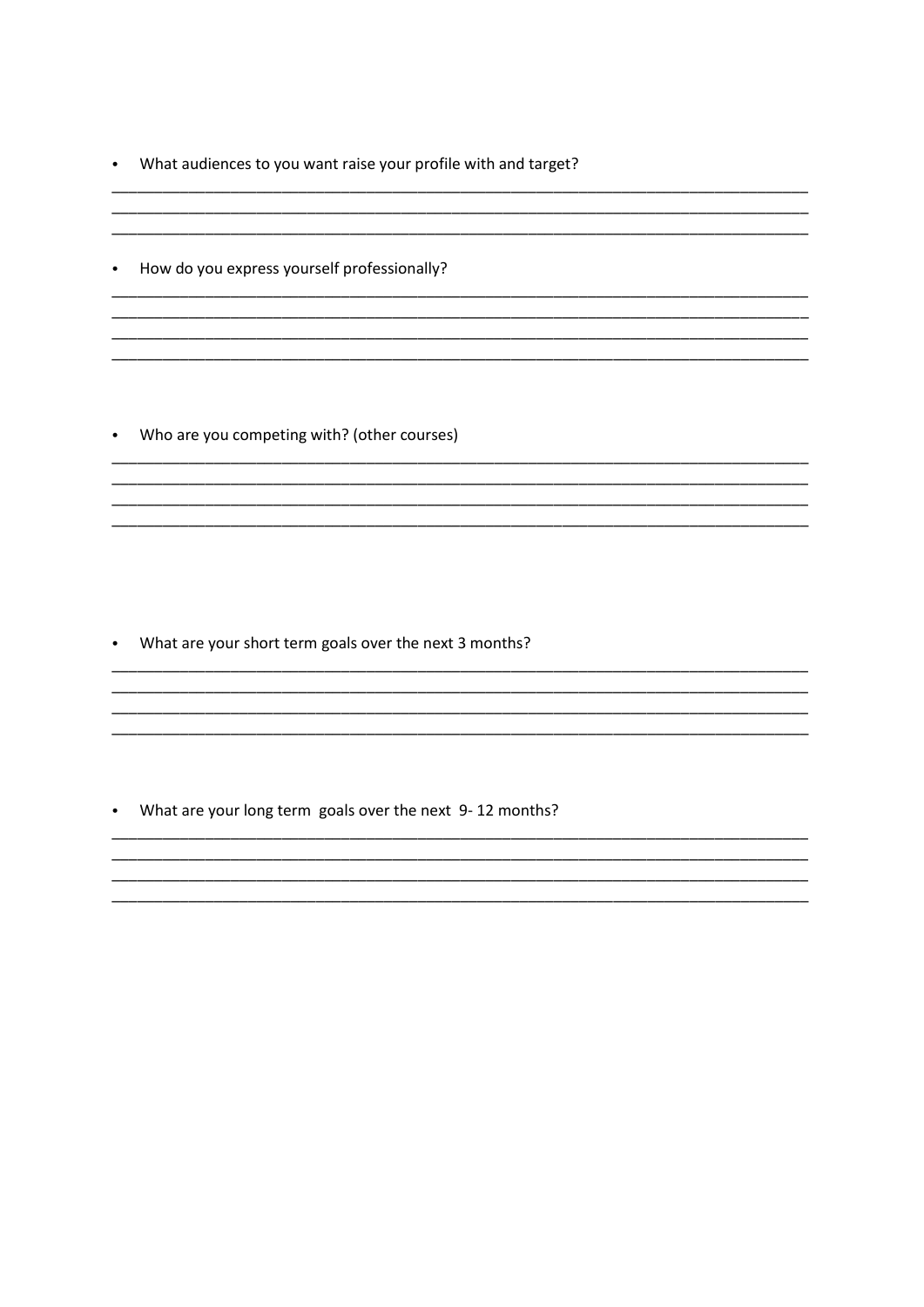- What audiences to you want raise your profile with and target?

\_\_\_\_\_\_\_\_\_\_\_\_\_\_\_\_\_\_\_\_\_\_\_\_\_\_\_\_\_\_\_\_\_\_\_\_\_\_\_\_\_\_\_\_\_\_\_\_\_\_\_\_\_\_\_\_\_\_\_\_\_\_\_\_\_\_\_\_\_\_\_\_\_\_\_\_\_\_

\_\_\_\_\_\_\_\_\_\_\_\_\_\_\_\_\_\_\_\_\_\_\_\_\_\_\_\_\_\_\_\_\_\_\_\_\_\_\_\_\_\_\_\_\_\_\_\_\_\_\_\_\_\_\_\_\_\_\_\_\_\_\_\_\_\_\_\_\_\_\_\_\_\_\_\_\_\_

\_\_\_\_\_\_\_\_\_\_\_\_\_\_\_\_\_\_\_\_\_\_\_\_\_\_\_\_\_\_\_\_\_\_\_\_\_\_\_\_\_\_\_\_\_\_\_\_\_\_\_\_\_\_\_\_\_\_\_\_\_\_\_\_\_\_\_\_\_\_\_\_\_\_\_\_\_\_

- How do you express yourself professionally?

\_\_\_\_\_\_\_\_\_\_\_\_\_\_\_\_\_\_\_\_\_\_\_\_\_\_\_\_\_\_\_\_\_\_\_\_\_\_\_\_\_\_\_\_\_\_\_\_\_\_\_\_\_\_\_\_\_\_\_\_\_\_\_\_\_\_\_\_\_\_\_\_\_\_\_\_\_\_

\_\_\_\_\_\_\_\_\_\_\_\_\_\_\_\_\_\_\_\_\_\_\_\_\_\_\_\_\_\_\_\_\_\_\_\_\_\_\_\_\_\_\_\_\_\_\_\_\_\_\_\_\_\_\_\_\_\_\_\_\_\_\_\_\_\_\_\_\_\_\_\_\_\_\_\_\_\_

\_\_\_\_\_\_\_\_\_\_\_\_\_\_\_\_\_\_\_\_\_\_\_\_\_\_\_\_\_\_\_\_\_\_\_\_\_\_\_\_\_\_\_\_\_\_\_\_\_\_\_\_\_\_\_\_\_\_\_\_\_\_\_\_\_\_\_\_\_\_\_\_\_\_\_\_\_\_

\_\_\_\_\_\_\_\_\_\_\_\_\_\_\_\_\_\_\_\_\_\_\_\_\_\_\_\_\_\_\_\_\_\_\_\_\_\_\_\_\_\_\_\_\_\_\_\_\_\_\_\_\_\_\_\_\_\_\_\_\_\_\_\_\_\_\_\_\_\_\_\_\_\_\_\_\_\_

- Who are you competing with? (other courses)

\_\_\_\_\_\_\_\_\_\_\_\_\_\_\_\_\_\_\_\_\_\_\_\_\_\_\_\_\_\_\_\_\_\_\_\_\_\_\_\_\_\_\_\_\_\_\_\_\_\_\_\_\_\_\_\_\_\_\_\_\_\_\_\_\_\_\_\_\_\_\_\_\_\_\_\_\_\_

\_\_\_\_\_\_\_\_\_\_\_\_\_\_\_\_\_\_\_\_\_\_\_\_\_\_\_\_\_\_\_\_\_\_\_\_\_\_\_\_\_\_\_\_\_\_\_\_\_\_\_\_\_\_\_\_\_\_\_\_\_\_\_\_\_\_\_\_\_\_\_\_\_\_\_\_\_\_

\_\_\_\_\_\_\_\_\_\_\_\_\_\_\_\_\_\_\_\_\_\_\_\_\_\_\_\_\_\_\_\_\_\_\_\_\_\_\_\_\_\_\_\_\_\_\_\_\_\_\_\_\_\_\_\_\_\_\_\_\_\_\_\_\_\_\_\_\_\_\_\_\_\_\_\_\_\_

\_\_\_\_\_\_\_\_\_\_\_\_\_\_\_\_\_\_\_\_\_\_\_\_\_\_\_\_\_\_\_\_\_\_\_\_\_\_\_\_\_\_\_\_\_\_\_\_\_\_\_\_\_\_\_\_\_\_\_\_\_\_\_\_\_\_\_\_\_\_\_\_\_\_\_\_\_\_

- What are your short term goals over the next 3 months?

\_\_\_\_\_\_\_\_\_\_\_\_\_\_\_\_\_\_\_\_\_\_\_\_\_\_\_\_\_\_\_\_\_\_\_\_\_\_\_\_\_\_\_\_\_\_\_\_\_\_\_\_\_\_\_\_\_\_\_\_\_\_\_\_\_\_\_\_\_\_\_\_\_\_\_\_\_\_

\_\_\_\_\_\_\_\_\_\_\_\_\_\_\_\_\_\_\_\_\_\_\_\_\_\_\_\_\_\_\_\_\_\_\_\_\_\_\_\_\_\_\_\_\_\_\_\_\_\_\_\_\_\_\_\_\_\_\_\_\_\_\_\_\_\_\_\_\_\_\_\_\_\_\_\_\_\_

\_\_\_\_\_\_\_\_\_\_\_\_\_\_\_\_\_\_\_\_\_\_\_\_\_\_\_\_\_\_\_\_\_\_\_\_\_\_\_\_\_\_\_\_\_\_\_\_\_\_\_\_\_\_\_\_\_\_\_\_\_\_\_\_\_\_\_\_\_\_\_\_\_\_\_\_\_\_

\_\_\_\_\_\_\_\_\_\_\_\_\_\_\_\_\_\_\_\_\_\_\_\_\_\_\_\_\_\_\_\_\_\_\_\_\_\_\_\_\_\_\_\_\_\_\_\_\_\_\_\_\_\_\_\_\_\_\_\_\_\_\_\_\_\_\_\_\_\_\_\_\_\_\_\_\_\_

- What are your long term goals over the next 9- 12 months?

\_\_\_\_\_\_\_\_\_\_\_\_\_\_\_\_\_\_\_\_\_\_\_\_\_\_\_\_\_\_\_\_\_\_\_\_\_\_\_\_\_\_\_\_\_\_\_\_\_\_\_\_\_\_\_\_\_\_\_\_\_\_\_\_\_\_\_\_\_\_\_\_\_\_\_\_\_\_

\_\_\_\_\_\_\_\_\_\_\_\_\_\_\_\_\_\_\_\_\_\_\_\_\_\_\_\_\_\_\_\_\_\_\_\_\_\_\_\_\_\_\_\_\_\_\_\_\_\_\_\_\_\_\_\_\_\_\_\_\_\_\_\_\_\_\_\_\_\_\_\_\_\_\_\_\_\_

\_\_\_\_\_\_\_\_\_\_\_\_\_\_\_\_\_\_\_\_\_\_\_\_\_\_\_\_\_\_\_\_\_\_\_\_\_\_\_\_\_\_\_\_\_\_\_\_\_\_\_\_\_\_\_\_\_\_\_\_\_\_\_\_\_\_\_\_\_\_\_\_\_\_\_\_\_\_

\_\_\_\_\_\_\_\_\_\_\_\_\_\_\_\_\_\_\_\_\_\_\_\_\_\_\_\_\_\_\_\_\_\_\_\_\_\_\_\_\_\_\_\_\_\_\_\_\_\_\_\_\_\_\_\_\_\_\_\_\_\_\_\_\_\_\_\_\_\_\_\_\_\_\_\_\_\_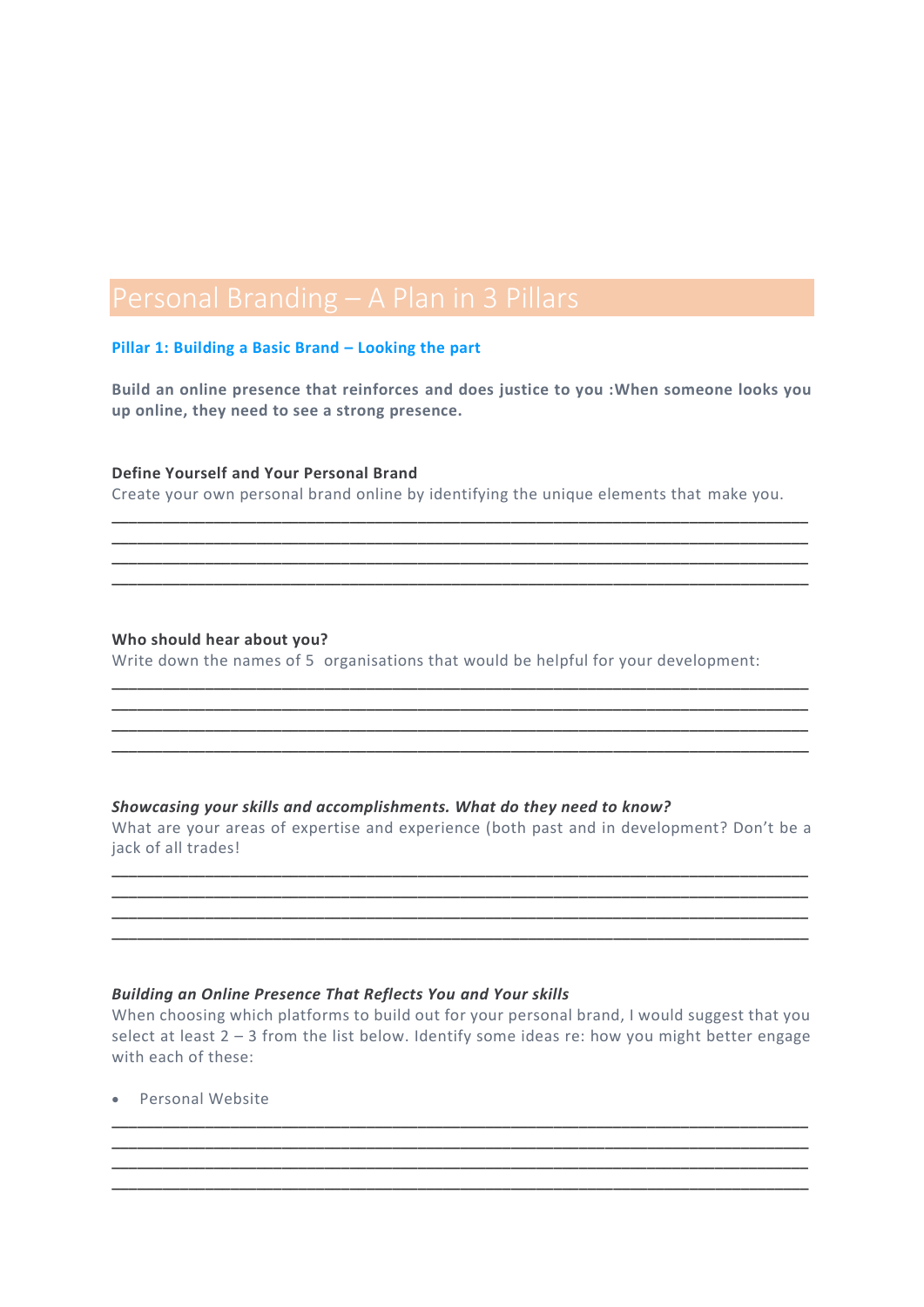# Personal Branding – A Plan in 3 Pillars

## Pillar 1: Building a Basic Brand – Looking the part

**Build an online presence that reinforces and does justice to you :When someone looks you up online, they need to see a strong presence.**

### Define Yourself and Your Personal Brand

Create your own personal brand online by identifying the unique elements that make you.

________________________________________________________________________________
________________________________________________________________________________
________________________________________________________________________________
________________________________________________________________________________

### Who should hear about you?

Write down the names of 5 organisations that would be helpful for your development:

________________________________________________________________________________
________________________________________________________________________________
________________________________________________________________________________
________________________________________________________________________________

### *Showcasing your skills and accomplishments. What do they need to know?*

What are your areas of expertise and experience (both past and in development? Don't be a jack of all trades!

________________________________________________________________________________
________________________________________________________________________________
________________________________________________________________________________
________________________________________________________________________________

### *Building an Online Presence That Reflects You and Your skills*

When choosing which platforms to build out for your personal brand, I would suggest that you select at least 2 – 3 from the list below. Identify some ideas re: how you might better engage with each of these:

- Personal Website

________________________________________________________________________________
________________________________________________________________________________
________________________________________________________________________________
________________________________________________________________________________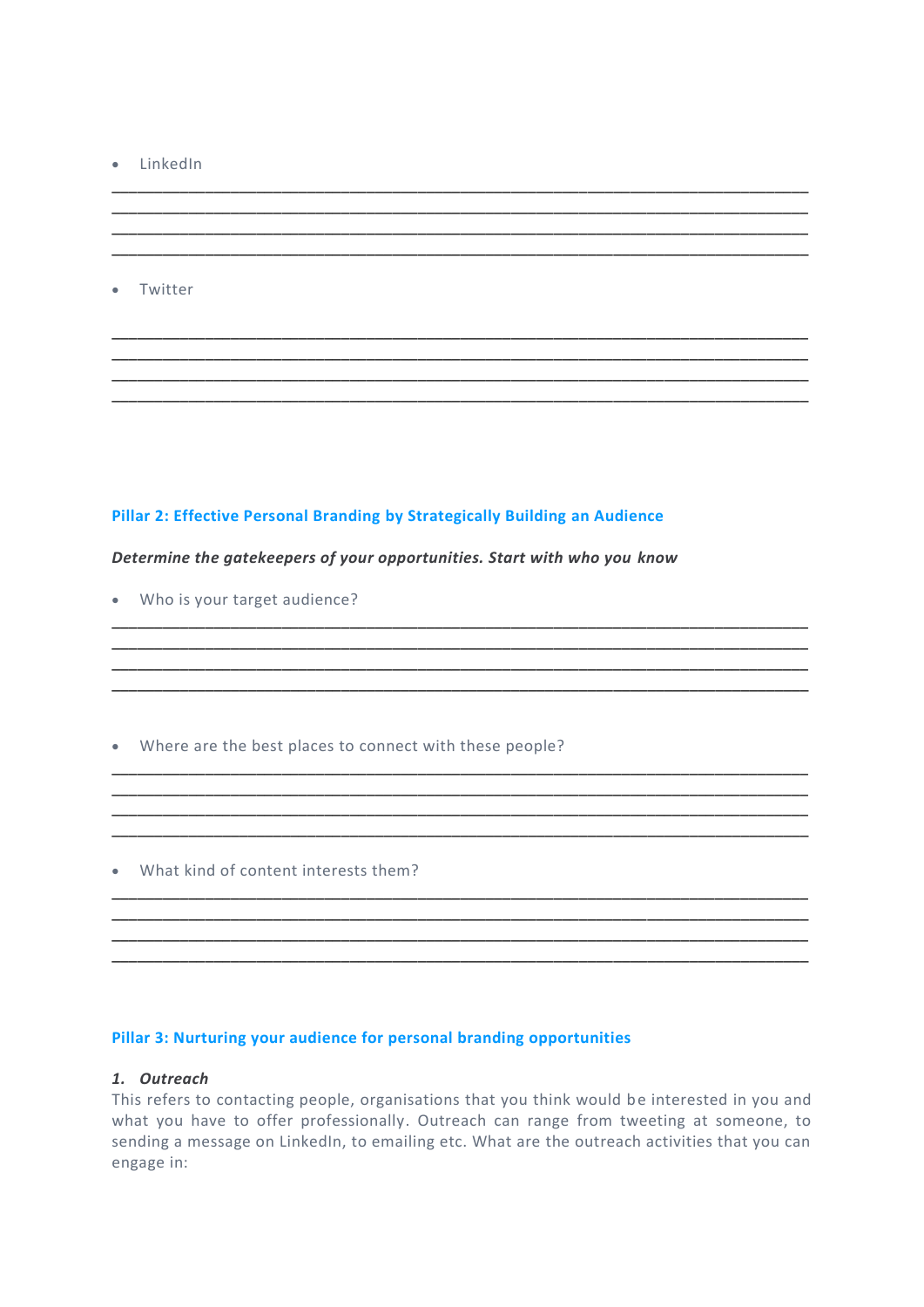- LinkedIn

________________________________________________________________________
________________________________________________________________________
________________________________________________________________________
________________________________________________________________________

- Twitter

________________________________________________________________________
________________________________________________________________________
________________________________________________________________________
________________________________________________________________________

## Pillar 2: Effective Personal Branding by Strategically Building an Audience

***Determine the gatekeepers of your opportunities. Start with who you know***

- Who is your target audience?

________________________________________________________________________
________________________________________________________________________
________________________________________________________________________
________________________________________________________________________

- Where are the best places to connect with these people?

________________________________________________________________________
________________________________________________________________________
________________________________________________________________________
________________________________________________________________________

- What kind of content interests them?

________________________________________________________________________
________________________________________________________________________
________________________________________________________________________
________________________________________________________________________

## Pillar 3: Nurturing your audience for personal branding opportunities

***1. Outreach***

This refers to contacting people, organisations that you think would be interested in you and what you have to offer professionally. Outreach can range from tweeting at someone, to sending a message on LinkedIn, to emailing etc. What are the outreach activities that you can engage in: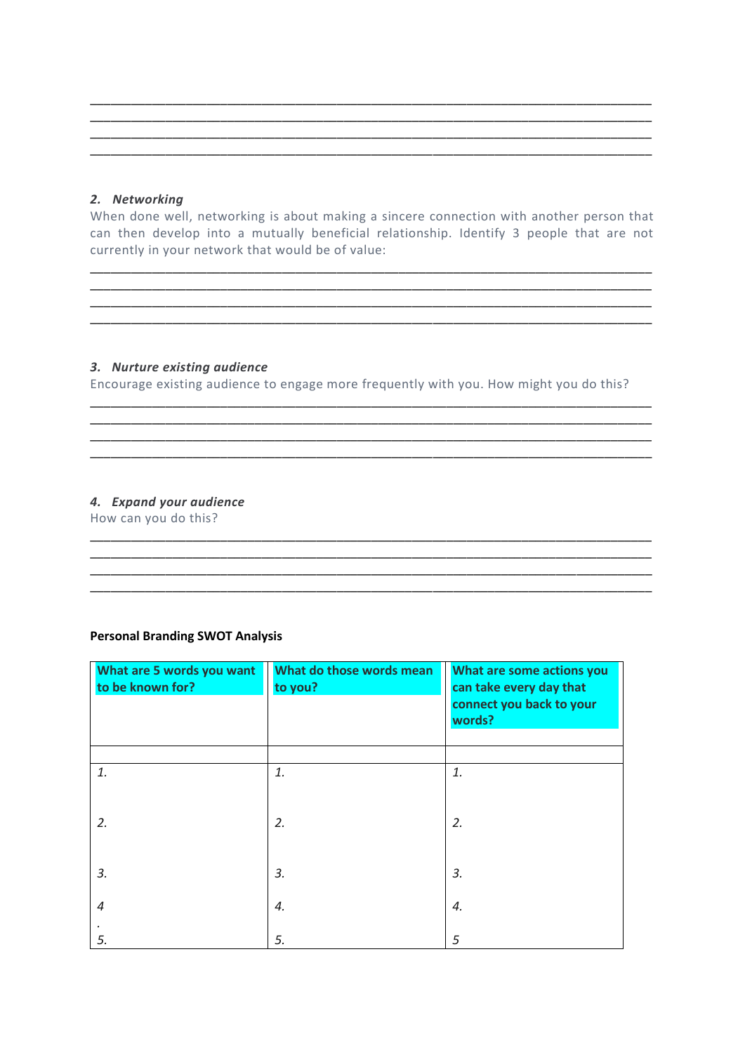______________________________________________________________________________
______________________________________________________________________________
______________________________________________________________________________
______________________________________________________________________________

### 2. *Networking*

When done well, networking is about making a sincere connection with another person that can then develop into a mutually beneficial relationship. Identify 3 people that are not currently in your network that would be of value:

______________________________________________________________________________
______________________________________________________________________________
______________________________________________________________________________
______________________________________________________________________________

### 3. *Nurture existing audience*

Encourage existing audience to engage more frequently with you. How might you do this?

______________________________________________________________________________
______________________________________________________________________________
______________________________________________________________________________
______________________________________________________________________________

### 4. *Expand your audience*

How can you do this?

______________________________________________________________________________
______________________________________________________________________________
______________________________________________________________________________
______________________________________________________________________________

**Personal Branding SWOT Analysis**

| What are 5 words you want to be known for? | What do those words mean to you? | What are some actions you can take every day that connect you back to your words? |
|---|---|---|
| | | |
| *1.* | *1.* | *1.* |
| *2.* | *2.* | *2.* |
| *3.* | *3.* | *3.* |
| *4.* | *4.* | *4.* |
| *5.* | *5.* | *5* |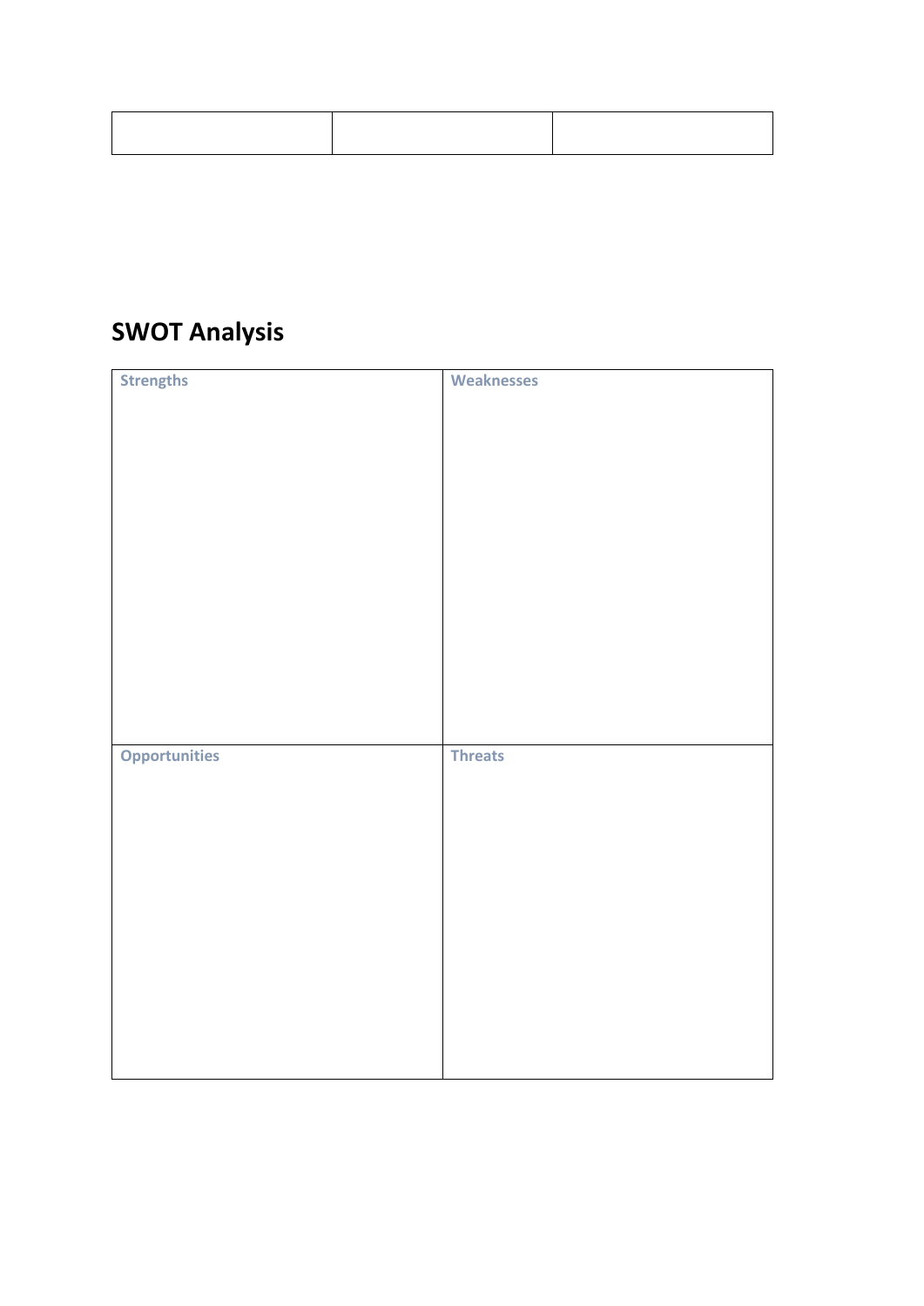| | | |
|---|---|---|
| | | |

## SWOT Analysis

| Strengths | Weaknesses |
|---|---|
| **Opportunities** | **Threats** |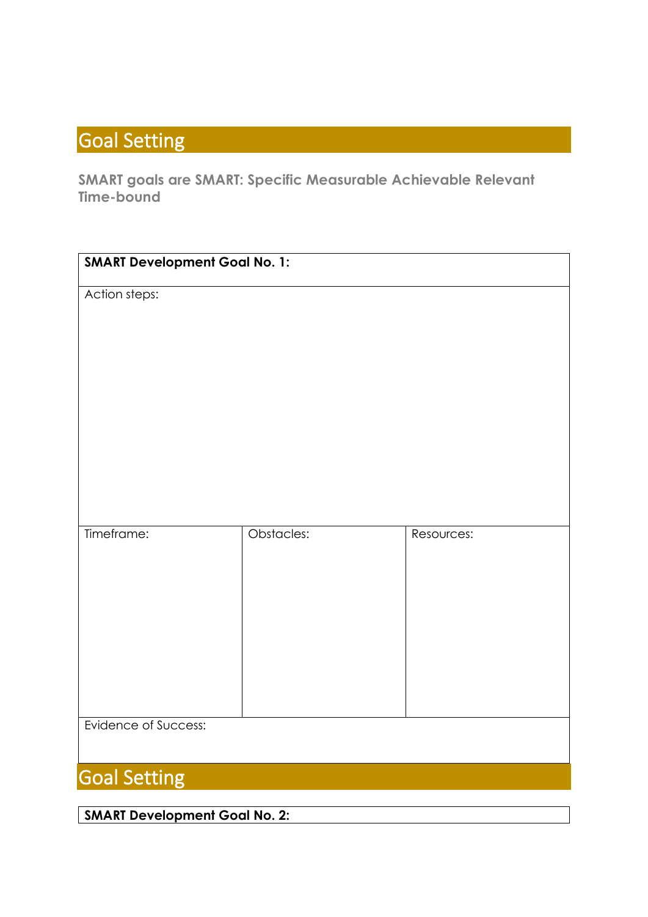# Goal Setting

**SMART goals are SMART: Specific Measurable Achievable Relevant Time-bound**

| **SMART Development Goal No. 1:** | | |
|---|---|---|
| Action steps: | | |
| Timeframe: | Obstacles: | Resources: |
| Evidence of Success: | | |

# Goal Setting

| **SMART Development Goal No. 2:** |
|---|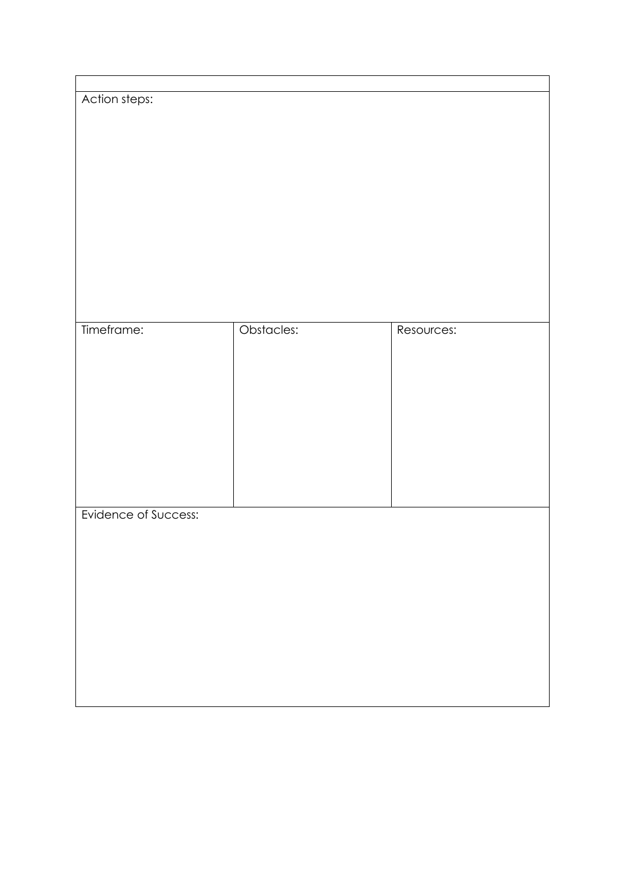| | | |
|---|---|---|
| Action steps: | | |
| Timeframe: | Obstacles: | Resources: |
| Evidence of Success: | | |